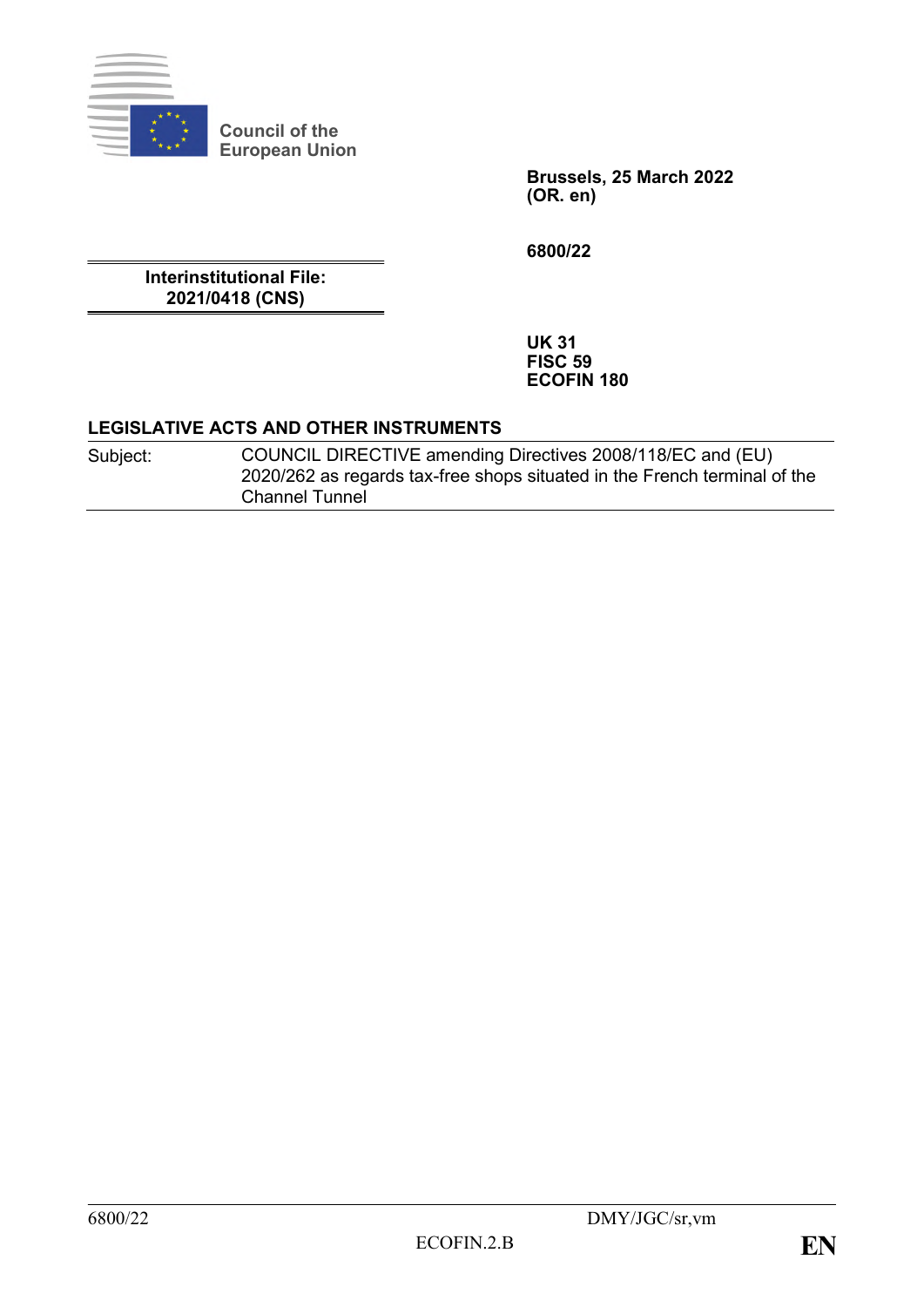Council of the European Union

**Brussels, 25 March 2022**
**(OR. en)**

**6800/22**

**Interinstitutional File:**
**2021/0418 (CNS)**

**UK 31**
**FISC 59**
**ECOFIN 180**

**LEGISLATIVE ACTS AND OTHER INSTRUMENTS**

| Subject: | COUNCIL DIRECTIVE amending Directives 2008/118/EC and (EU) 2020/262 as regards tax-free shops situated in the French terminal of the Channel Tunnel |
|---|---|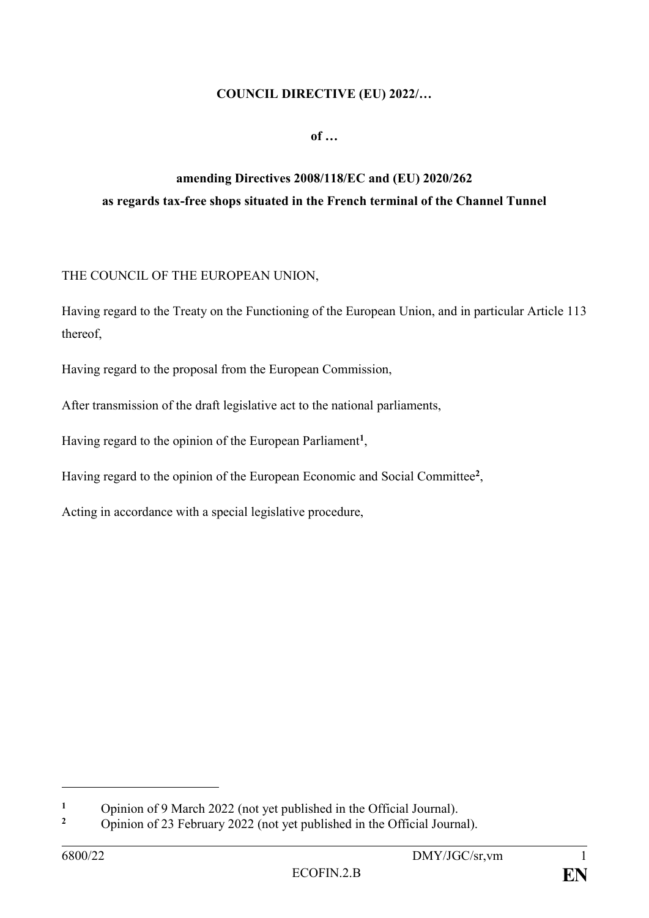**COUNCIL DIRECTIVE (EU) 2022/…**

**of …**

**amending Directives 2008/118/EC and (EU) 2020/262
as regards tax-free shops situated in the French terminal of the Channel Tunnel**

THE COUNCIL OF THE EUROPEAN UNION,

Having regard to the Treaty on the Functioning of the European Union, and in particular Article 113 thereof,

Having regard to the proposal from the European Commission,

After transmission of the draft legislative act to the national parliaments,

Having regard to the opinion of the European Parliament[1],

Having regard to the opinion of the European Economic and Social Committee[2],

Acting in accordance with a special legislative procedure,

---

[1] Opinion of 9 March 2022 (not yet published in the Official Journal).

[2] Opinion of 23 February 2022 (not yet published in the Official Journal).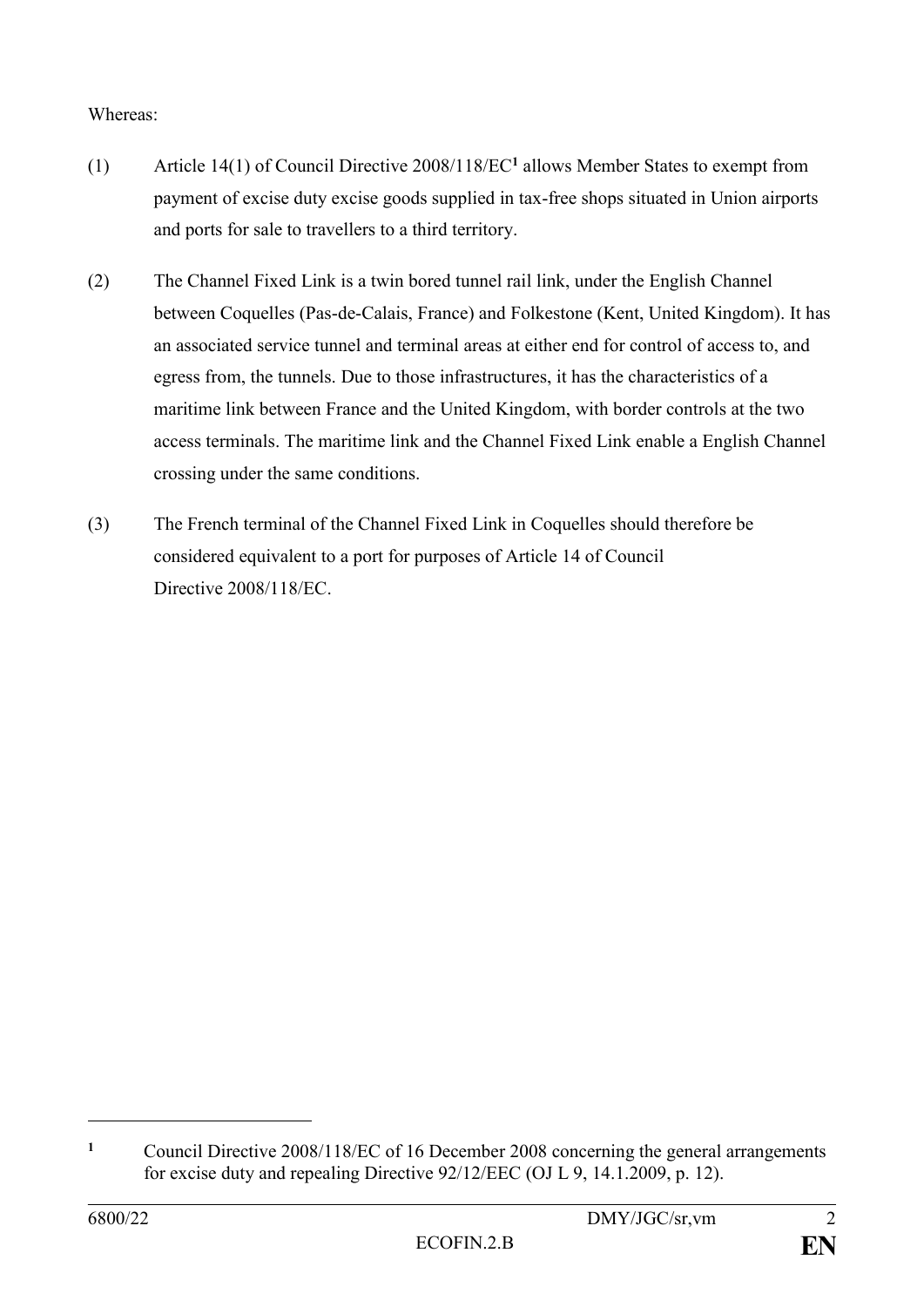Whereas:

(1) Article 14(1) of Council Directive 2008/118/EC[1] allows Member States to exempt from payment of excise duty excise goods supplied in tax-free shops situated in Union airports and ports for sale to travellers to a third territory.

(2) The Channel Fixed Link is a twin bored tunnel rail link, under the English Channel between Coquelles (Pas-de-Calais, France) and Folkestone (Kent, United Kingdom). It has an associated service tunnel and terminal areas at either end for control of access to, and egress from, the tunnels. Due to those infrastructures, it has the characteristics of a maritime link between France and the United Kingdom, with border controls at the two access terminals. The maritime link and the Channel Fixed Link enable a English Channel crossing under the same conditions.

(3) The French terminal of the Channel Fixed Link in Coquelles should therefore be considered equivalent to a port for purposes of Article 14 of Council Directive 2008/118/EC.

---

[1] Council Directive 2008/118/EC of 16 December 2008 concerning the general arrangements for excise duty and repealing Directive 92/12/EEC (OJ L 9, 14.1.2009, p. 12).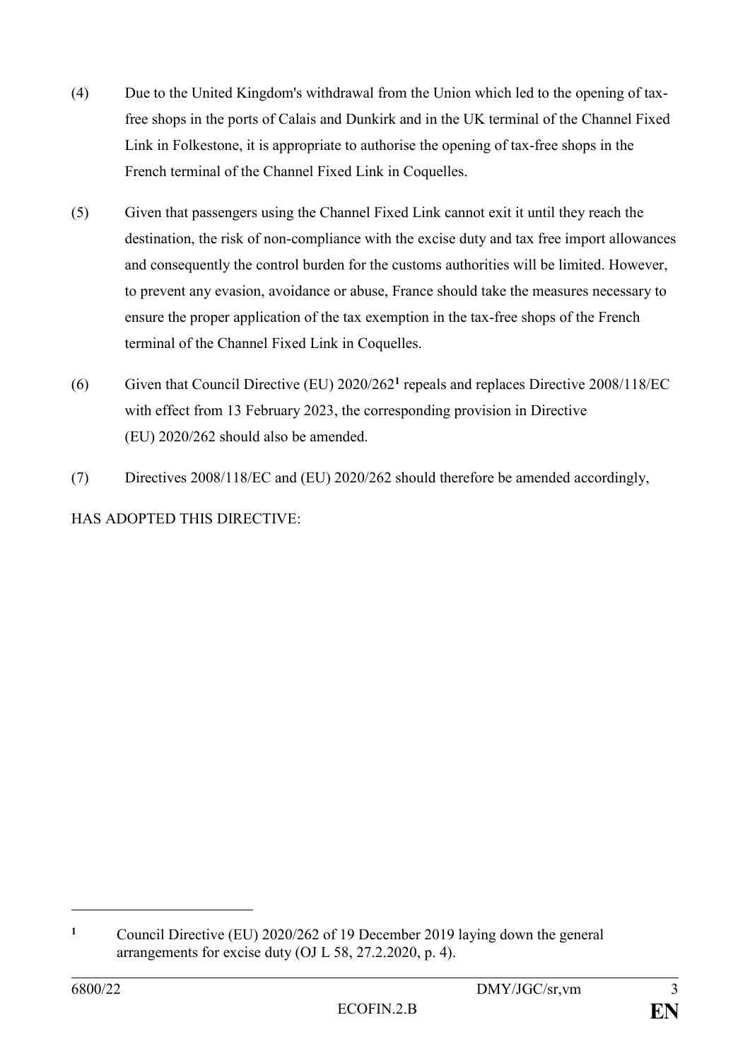(4) Due to the United Kingdom's withdrawal from the Union which led to the opening of tax-free shops in the ports of Calais and Dunkirk and in the UK terminal of the Channel Fixed Link in Folkestone, it is appropriate to authorise the opening of tax-free shops in the French terminal of the Channel Fixed Link in Coquelles.

(5) Given that passengers using the Channel Fixed Link cannot exit it until they reach the destination, the risk of non-compliance with the excise duty and tax free import allowances and consequently the control burden for the customs authorities will be limited. However, to prevent any evasion, avoidance or abuse, France should take the measures necessary to ensure the proper application of the tax exemption in the tax-free shops of the French terminal of the Channel Fixed Link in Coquelles.

(6) Given that Council Directive (EU) 2020/262[1] repeals and replaces Directive 2008/118/EC with effect from 13 February 2023, the corresponding provision in Directive (EU) 2020/262 should also be amended.

(7) Directives 2008/118/EC and (EU) 2020/262 should therefore be amended accordingly,

HAS ADOPTED THIS DIRECTIVE:

---

[1] Council Directive (EU) 2020/262 of 19 December 2019 laying down the general arrangements for excise duty (OJ L 58, 27.2.2020, p. 4).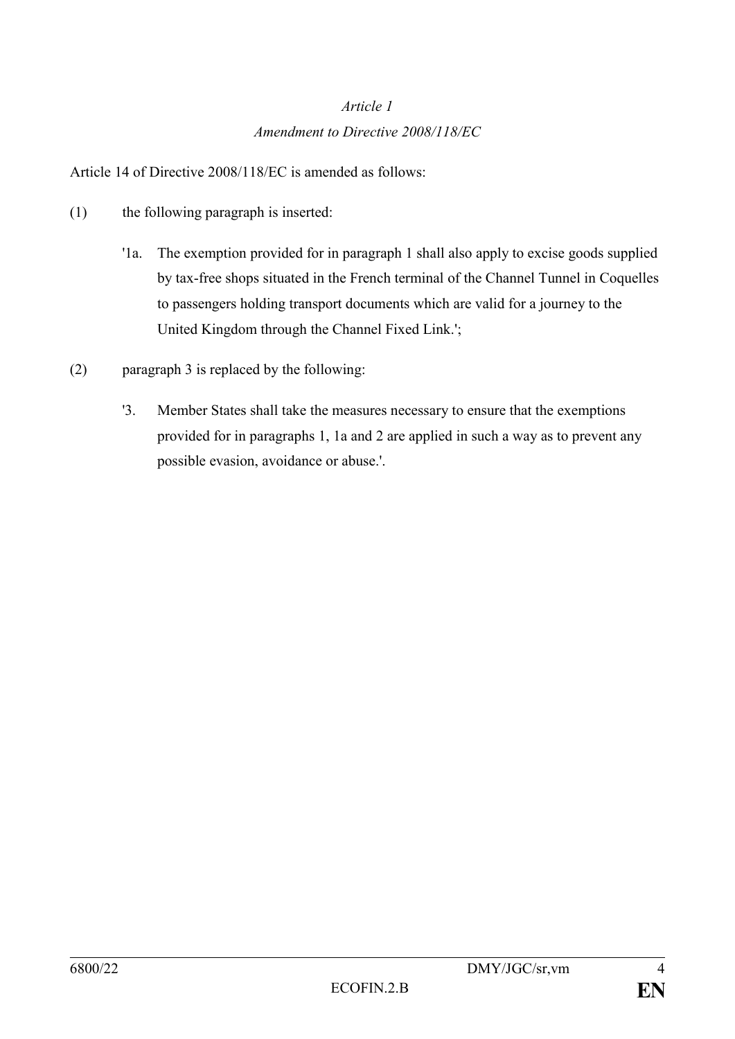*Article 1*

*Amendment to Directive 2008/118/EC*

Article 14 of Directive 2008/118/EC is amended as follows:

(1) the following paragraph is inserted:

'1a. The exemption provided for in paragraph 1 shall also apply to excise goods supplied by tax-free shops situated in the French terminal of the Channel Tunnel in Coquelles to passengers holding transport documents which are valid for a journey to the United Kingdom through the Channel Fixed Link.';

(2) paragraph 3 is replaced by the following:

'3. Member States shall take the measures necessary to ensure that the exemptions provided for in paragraphs 1, 1a and 2 are applied in such a way as to prevent any possible evasion, avoidance or abuse.'.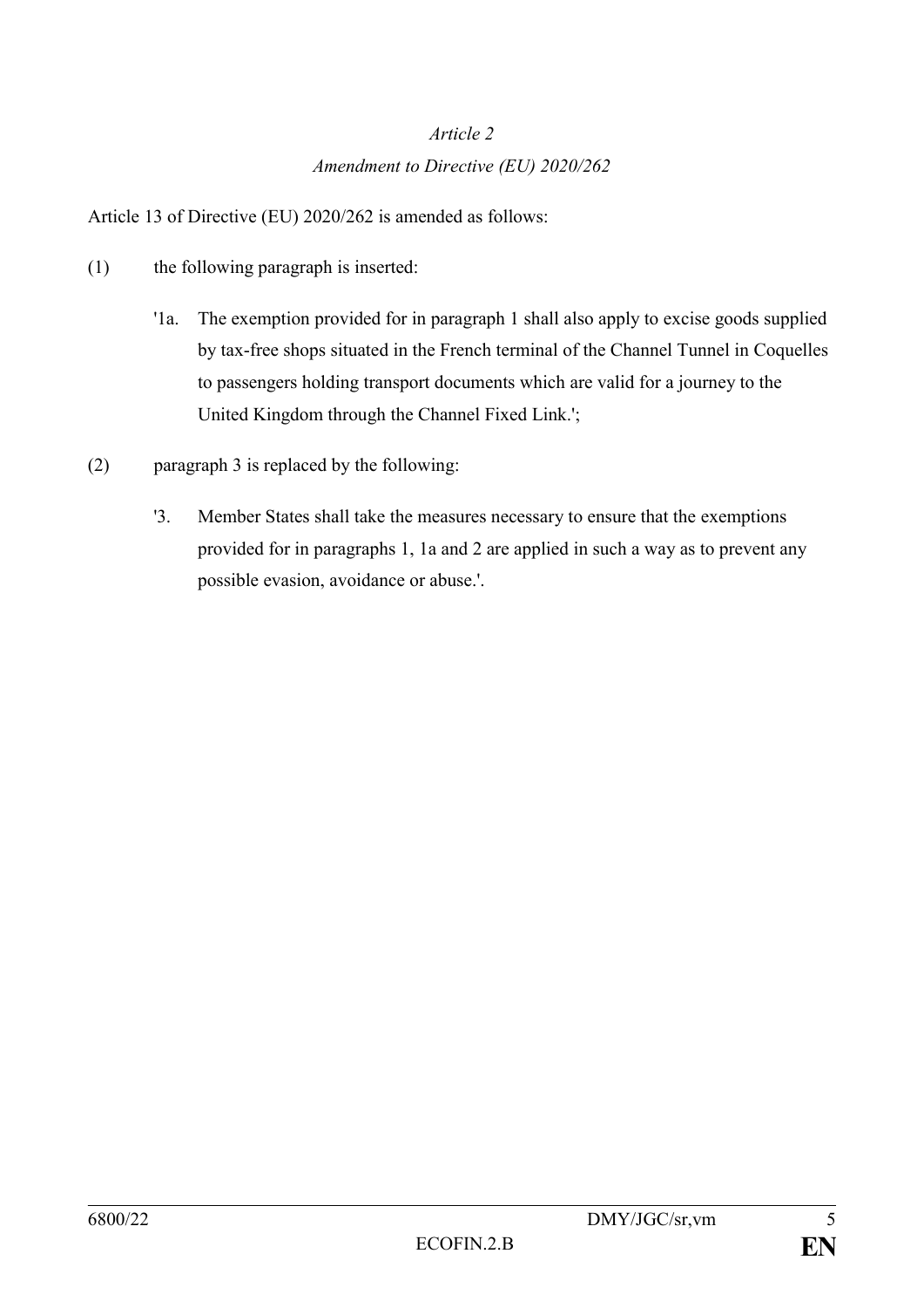*Article 2*

*Amendment to Directive (EU) 2020/262*

Article 13 of Directive (EU) 2020/262 is amended as follows:

(1) the following paragraph is inserted:

'1a. The exemption provided for in paragraph 1 shall also apply to excise goods supplied by tax-free shops situated in the French terminal of the Channel Tunnel in Coquelles to passengers holding transport documents which are valid for a journey to the United Kingdom through the Channel Fixed Link.';

(2) paragraph 3 is replaced by the following:

'3. Member States shall take the measures necessary to ensure that the exemptions provided for in paragraphs 1, 1a and 2 are applied in such a way as to prevent any possible evasion, avoidance or abuse.'.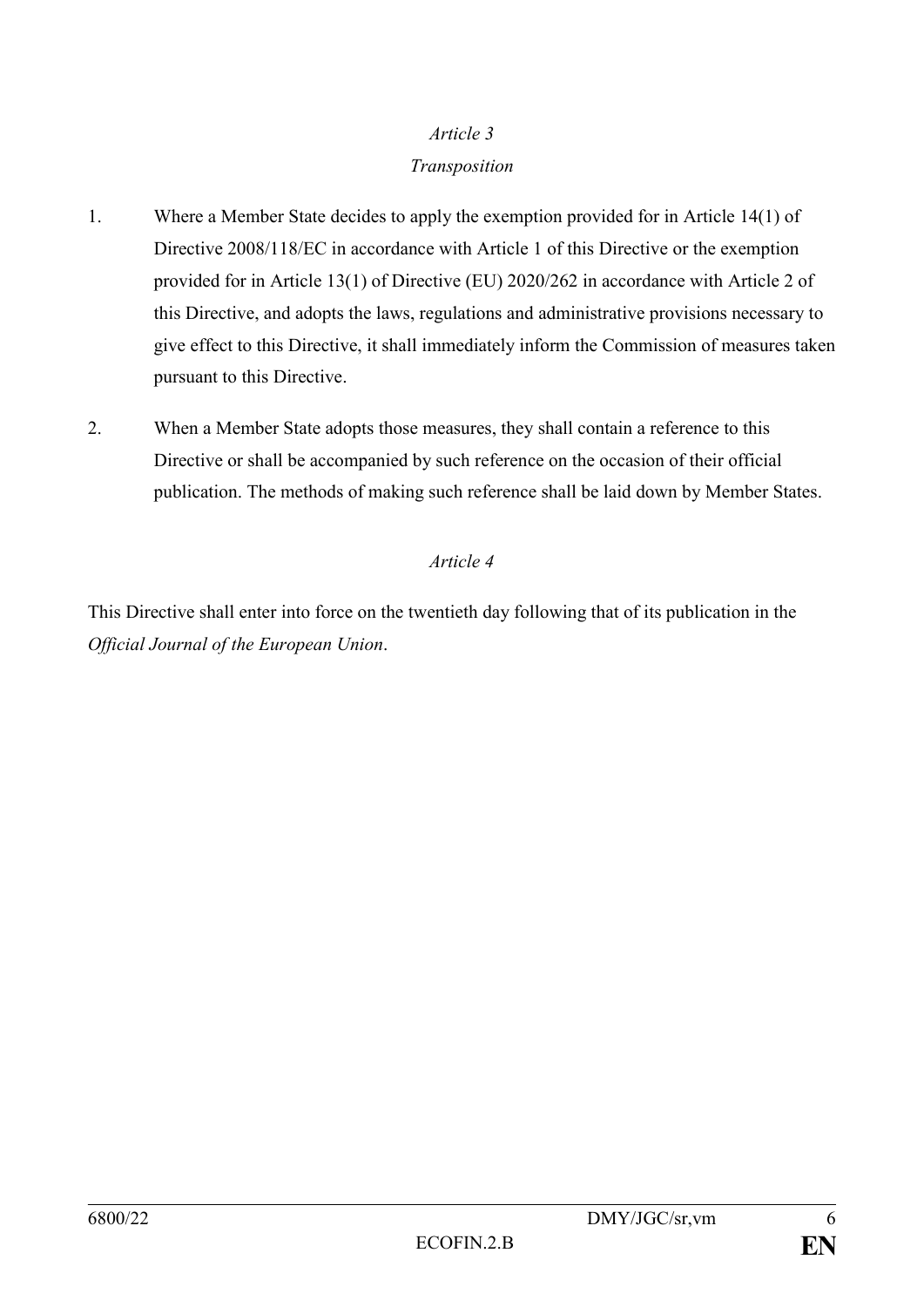*Article 3*

*Transposition*

1. Where a Member State decides to apply the exemption provided for in Article 14(1) of Directive 2008/118/EC in accordance with Article 1 of this Directive or the exemption provided for in Article 13(1) of Directive (EU) 2020/262 in accordance with Article 2 of this Directive, and adopts the laws, regulations and administrative provisions necessary to give effect to this Directive, it shall immediately inform the Commission of measures taken pursuant to this Directive.

2. When a Member State adopts those measures, they shall contain a reference to this Directive or shall be accompanied by such reference on the occasion of their official publication. The methods of making such reference shall be laid down by Member States.

*Article 4*

This Directive shall enter into force on the twentieth day following that of its publication in the *Official Journal of the European Union*.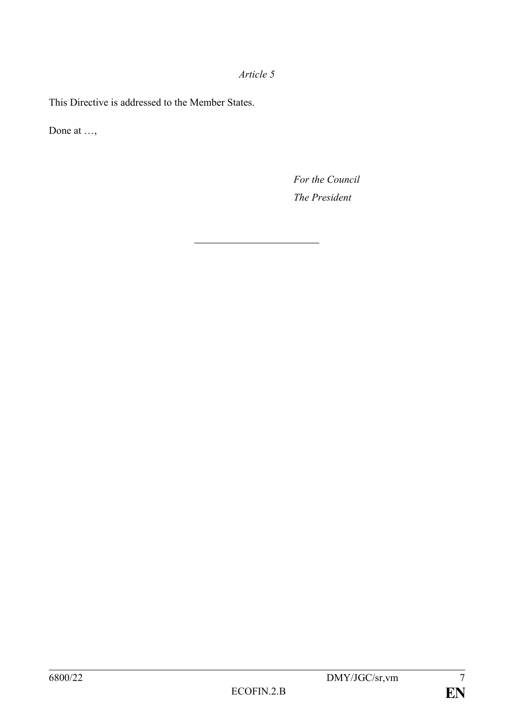*Article 5*

This Directive is addressed to the Member States.

Done at …,

*For the Council*
*The President*